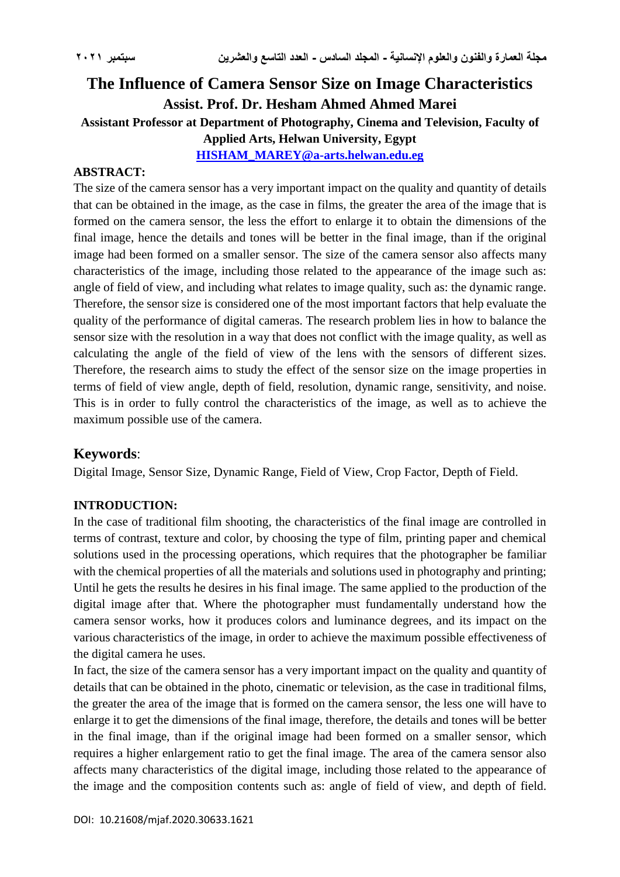# The Influence of Camera Sensor Size on Image Characteristics

**Assist. Prof. Dr. Hesham Ahmed Ahmed Marei**

**Assistant Professor at Department of Photography, Cinema and Television, Faculty of Applied Arts, Helwan University, Egypt**

**HISHAM_MAREY@a-arts.helwan.edu.eg**

## ABSTRACT:

The size of the camera sensor has a very important impact on the quality and quantity of details that can be obtained in the image, as the case in films, the greater the area of the image that is formed on the camera sensor, the less the effort to enlarge it to obtain the dimensions of the final image, hence the details and tones will be better in the final image, than if the original image had been formed on a smaller sensor. The size of the camera sensor also affects many characteristics of the image, including those related to the appearance of the image such as: angle of field of view, and including what relates to image quality, such as: the dynamic range. Therefore, the sensor size is considered one of the most important factors that help evaluate the quality of the performance of digital cameras. The research problem lies in how to balance the sensor size with the resolution in a way that does not conflict with the image quality, as well as calculating the angle of the field of view of the lens with the sensors of different sizes. Therefore, the research aims to study the effect of the sensor size on the image properties in terms of field of view angle, depth of field, resolution, dynamic range, sensitivity, and noise. This is in order to fully control the characteristics of the image, as well as to achieve the maximum possible use of the camera.

## Keywords:

Digital Image, Sensor Size, Dynamic Range, Field of View, Crop Factor, Depth of Field.

## INTRODUCTION:

In the case of traditional film shooting, the characteristics of the final image are controlled in terms of contrast, texture and color, by choosing the type of film, printing paper and chemical solutions used in the processing operations, which requires that the photographer be familiar with the chemical properties of all the materials and solutions used in photography and printing; Until he gets the results he desires in his final image. The same applied to the production of the digital image after that. Where the photographer must fundamentally understand how the camera sensor works, how it produces colors and luminance degrees, and its impact on the various characteristics of the image, in order to achieve the maximum possible effectiveness of the digital camera he uses.

In fact, the size of the camera sensor has a very important impact on the quality and quantity of details that can be obtained in the photo, cinematic or television, as the case in traditional films, the greater the area of the image that is formed on the camera sensor, the less one will have to enlarge it to get the dimensions of the final image, therefore, the details and tones will be better in the final image, than if the original image had been formed on a smaller sensor, which requires a higher enlargement ratio to get the final image. The area of the camera sensor also affects many characteristics of the digital image, including those related to the appearance of the image and the composition contents such as: angle of field of view, and depth of field.

DOI: 10.21608/mjaf.2020.30633.1621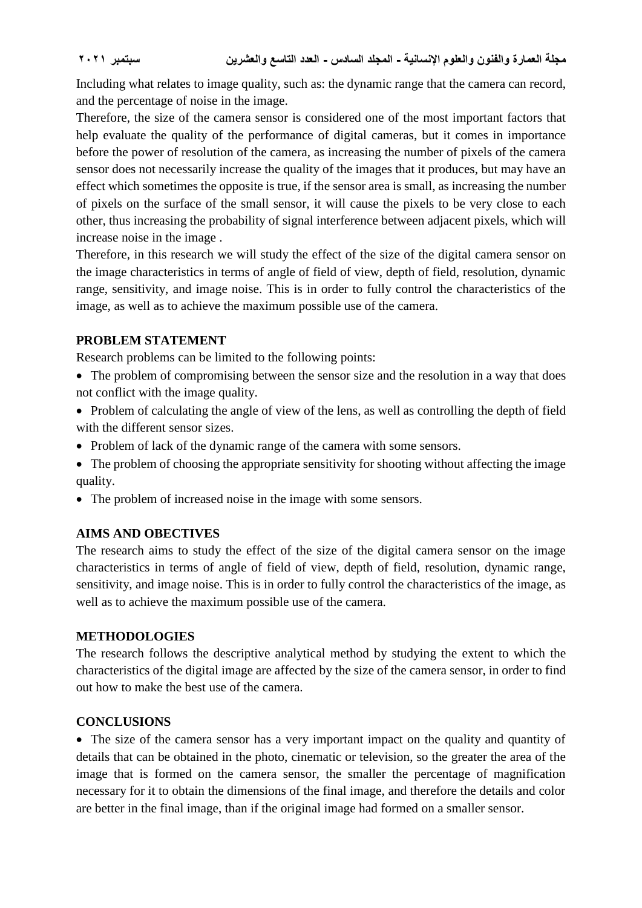Including what relates to image quality, such as: the dynamic range that the camera can record, and the percentage of noise in the image.

Therefore, the size of the camera sensor is considered one of the most important factors that help evaluate the quality of the performance of digital cameras, but it comes in importance before the power of resolution of the camera, as increasing the number of pixels of the camera sensor does not necessarily increase the quality of the images that it produces, but may have an effect which sometimes the opposite is true, if the sensor area is small, as increasing the number of pixels on the surface of the small sensor, it will cause the pixels to be very close to each other, thus increasing the probability of signal interference between adjacent pixels, which will increase noise in the image .

Therefore, in this research we will study the effect of the size of the digital camera sensor on the image characteristics in terms of angle of field of view, depth of field, resolution, dynamic range, sensitivity, and image noise. This is in order to fully control the characteristics of the image, as well as to achieve the maximum possible use of the camera.

## PROBLEM STATEMENT

Research problems can be limited to the following points:

- The problem of compromising between the sensor size and the resolution in a way that does not conflict with the image quality.
- Problem of calculating the angle of view of the lens, as well as controlling the depth of field with the different sensor sizes.
- Problem of lack of the dynamic range of the camera with some sensors.
- The problem of choosing the appropriate sensitivity for shooting without affecting the image quality.
- The problem of increased noise in the image with some sensors.

## AIMS AND OBECTIVES

The research aims to study the effect of the size of the digital camera sensor on the image characteristics in terms of angle of field of view, depth of field, resolution, dynamic range, sensitivity, and image noise. This is in order to fully control the characteristics of the image, as well as to achieve the maximum possible use of the camera.

## METHODOLOGIES

The research follows the descriptive analytical method by studying the extent to which the characteristics of the digital image are affected by the size of the camera sensor, in order to find out how to make the best use of the camera.

## CONCLUSIONS

- The size of the camera sensor has a very important impact on the quality and quantity of details that can be obtained in the photo, cinematic or television, so the greater the area of the image that is formed on the camera sensor, the smaller the percentage of magnification necessary for it to obtain the dimensions of the final image, and therefore the details and color are better in the final image, than if the original image had formed on a smaller sensor.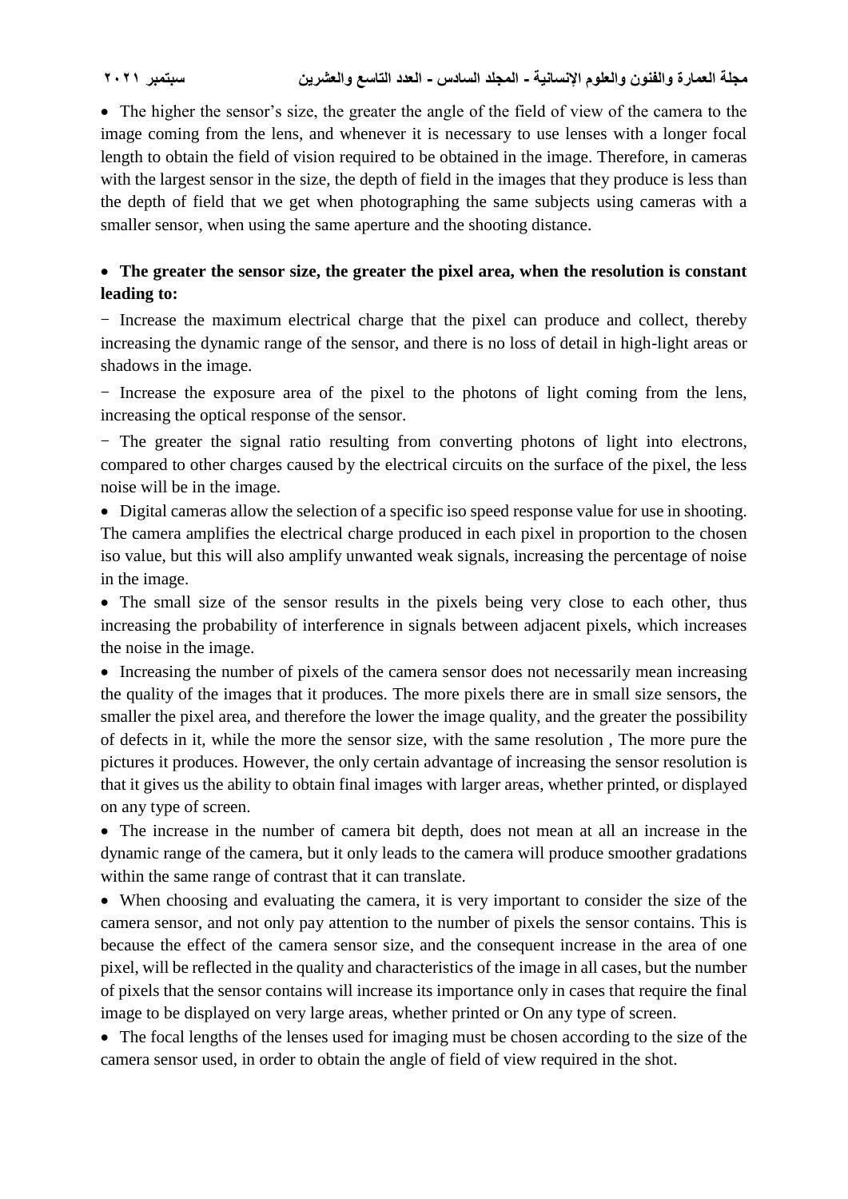- The higher the sensor's size, the greater the angle of the field of view of the camera to the image coming from the lens, and whenever it is necessary to use lenses with a longer focal length to obtain the field of vision required to be obtained in the image. Therefore, in cameras with the largest sensor in the size, the depth of field in the images that they produce is less than the depth of field that we get when photographing the same subjects using cameras with a smaller sensor, when using the same aperture and the shooting distance.

- **The greater the sensor size, the greater the pixel area, when the resolution is constant leading to:**

− Increase the maximum electrical charge that the pixel can produce and collect, thereby increasing the dynamic range of the sensor, and there is no loss of detail in high-light areas or shadows in the image.

− Increase the exposure area of the pixel to the photons of light coming from the lens, increasing the optical response of the sensor.

− The greater the signal ratio resulting from converting photons of light into electrons, compared to other charges caused by the electrical circuits on the surface of the pixel, the less noise will be in the image.

- Digital cameras allow the selection of a specific iso speed response value for use in shooting. The camera amplifies the electrical charge produced in each pixel in proportion to the chosen iso value, but this will also amplify unwanted weak signals, increasing the percentage of noise in the image.
- The small size of the sensor results in the pixels being very close to each other, thus increasing the probability of interference in signals between adjacent pixels, which increases the noise in the image.
- Increasing the number of pixels of the camera sensor does not necessarily mean increasing the quality of the images that it produces. The more pixels there are in small size sensors, the smaller the pixel area, and therefore the lower the image quality, and the greater the possibility of defects in it, while the more the sensor size, with the same resolution , The more pure the pictures it produces. However, the only certain advantage of increasing the sensor resolution is that it gives us the ability to obtain final images with larger areas, whether printed, or displayed on any type of screen.
- The increase in the number of camera bit depth, does not mean at all an increase in the dynamic range of the camera, but it only leads to the camera will produce smoother gradations within the same range of contrast that it can translate.
- When choosing and evaluating the camera, it is very important to consider the size of the camera sensor, and not only pay attention to the number of pixels the sensor contains. This is because the effect of the camera sensor size, and the consequent increase in the area of one pixel, will be reflected in the quality and characteristics of the image in all cases, but the number of pixels that the sensor contains will increase its importance only in cases that require the final image to be displayed on very large areas, whether printed or On any type of screen.
- The focal lengths of the lenses used for imaging must be chosen according to the size of the camera sensor used, in order to obtain the angle of field of view required in the shot.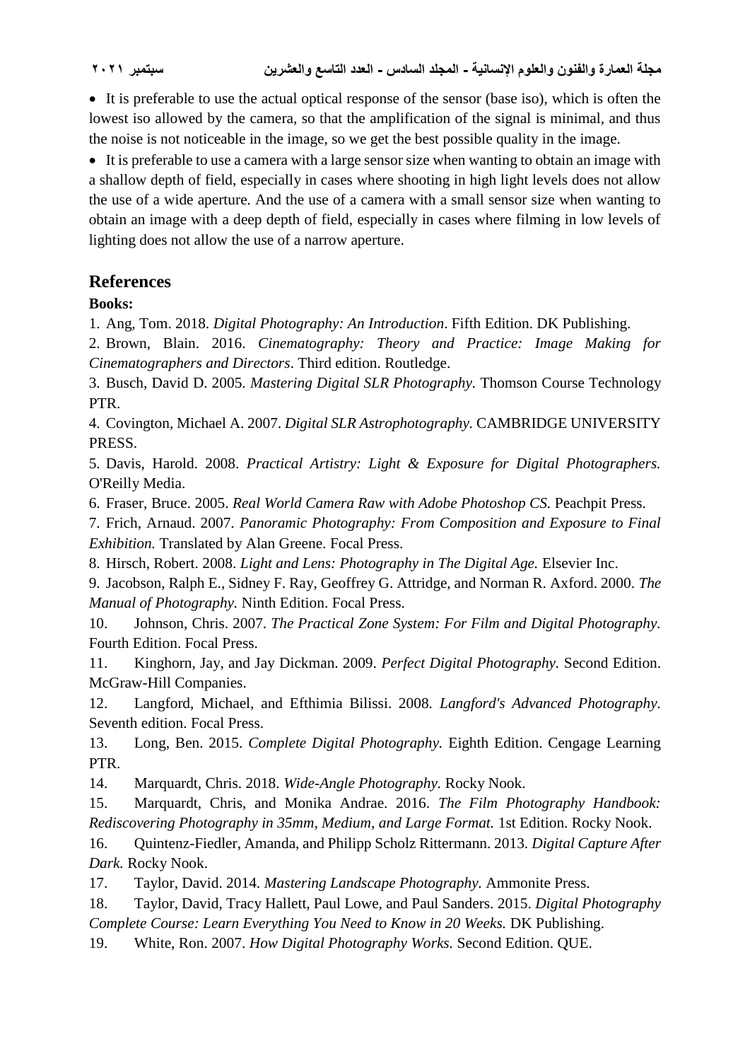- It is preferable to use the actual optical response of the sensor (base iso), which is often the lowest iso allowed by the camera, so that the amplification of the signal is minimal, and thus the noise is not noticeable in the image, so we get the best possible quality in the image.
- It is preferable to use a camera with a large sensor size when wanting to obtain an image with a shallow depth of field, especially in cases where shooting in high light levels does not allow the use of a wide aperture. And the use of a camera with a small sensor size when wanting to obtain an image with a deep depth of field, especially in cases where filming in low levels of lighting does not allow the use of a narrow aperture.

## References

**Books:**

1. Ang, Tom. 2018. *Digital Photography: An Introduction*. Fifth Edition. DK Publishing.
2. Brown, Blain. 2016. *Cinematography: Theory and Practice: Image Making for Cinematographers and Directors*. Third edition. Routledge.
3. Busch, David D. 2005. *Mastering Digital SLR Photography.* Thomson Course Technology PTR.
4. Covington, Michael A. 2007. *Digital SLR Astrophotography.* CAMBRIDGE UNIVERSITY PRESS.
5. Davis, Harold. 2008. *Practical Artistry: Light & Exposure for Digital Photographers.* O'Reilly Media.
6. Fraser, Bruce. 2005. *Real World Camera Raw with Adobe Photoshop CS.* Peachpit Press.
7. Frich, Arnaud. 2007. *Panoramic Photography: From Composition and Exposure to Final Exhibition.* Translated by Alan Greene. Focal Press.
8. Hirsch, Robert. 2008. *Light and Lens: Photography in The Digital Age.* Elsevier Inc.
9. Jacobson, Ralph E., Sidney F. Ray, Geoffrey G. Attridge, and Norman R. Axford. 2000. *The Manual of Photography.* Ninth Edition. Focal Press.
10. Johnson, Chris. 2007. *The Practical Zone System: For Film and Digital Photography.* Fourth Edition. Focal Press.
11. Kinghorn, Jay, and Jay Dickman. 2009. *Perfect Digital Photography.* Second Edition. McGraw-Hill Companies.
12. Langford, Michael, and Efthimia Bilissi. 2008. *Langford's Advanced Photography.* Seventh edition. Focal Press.
13. Long, Ben. 2015. *Complete Digital Photography.* Eighth Edition. Cengage Learning PTR.
14. Marquardt, Chris. 2018. *Wide-Angle Photography.* Rocky Nook.
15. Marquardt, Chris, and Monika Andrae. 2016. *The Film Photography Handbook: Rediscovering Photography in 35mm, Medium, and Large Format.* 1st Edition. Rocky Nook.
16. Quintenz-Fiedler, Amanda, and Philipp Scholz Rittermann. 2013. *Digital Capture After Dark.* Rocky Nook.
17. Taylor, David. 2014. *Mastering Landscape Photography.* Ammonite Press.
18. Taylor, David, Tracy Hallett, Paul Lowe, and Paul Sanders. 2015. *Digital Photography Complete Course: Learn Everything You Need to Know in 20 Weeks.* DK Publishing.
19. White, Ron. 2007. *How Digital Photography Works.* Second Edition. QUE.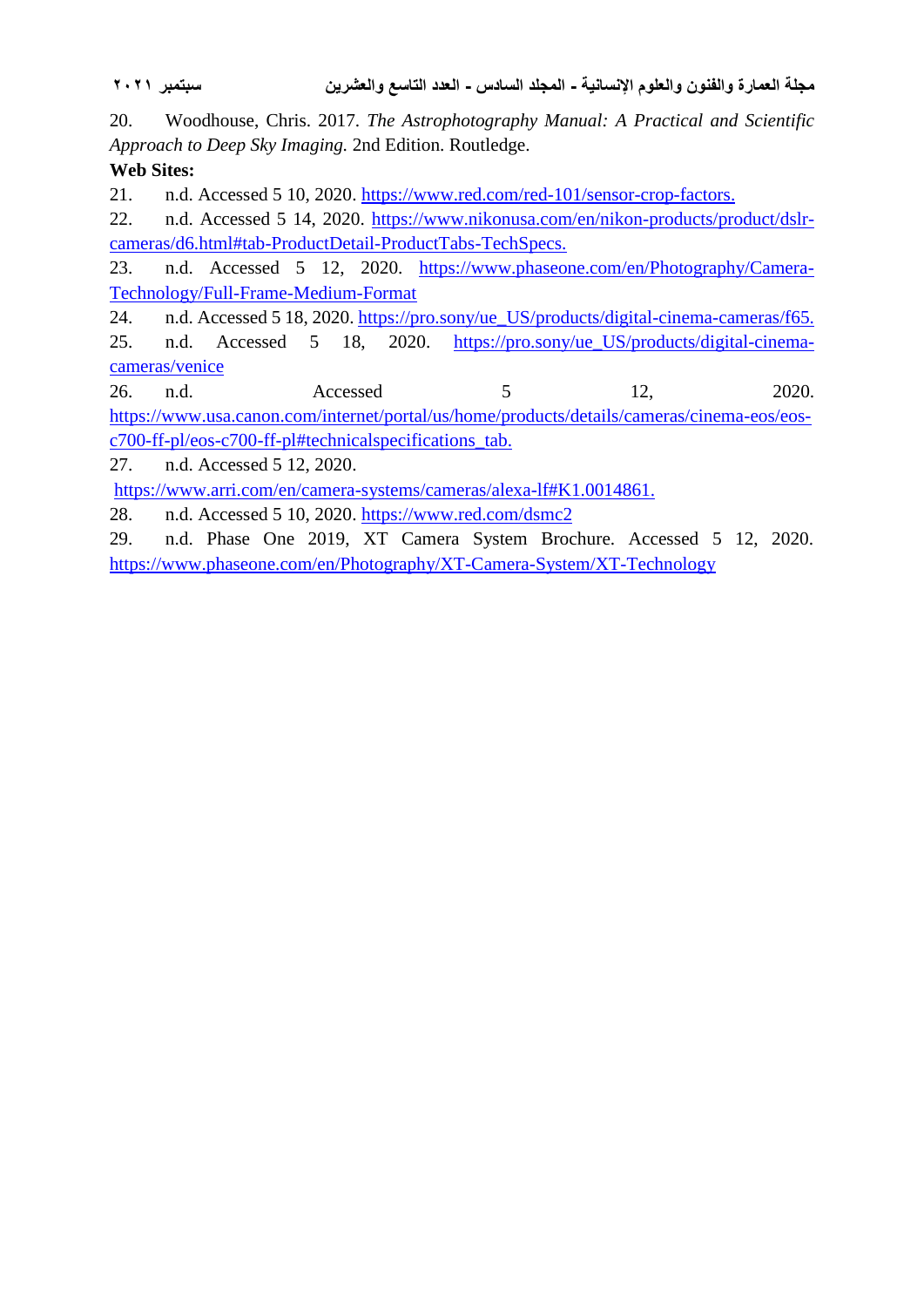20. Woodhouse, Chris. 2017. *The Astrophotography Manual: A Practical and Scientific Approach to Deep Sky Imaging.* 2nd Edition. Routledge.

**Web Sites:**

21. n.d. Accessed 5 10, 2020. https://www.red.com/red-101/sensor-crop-factors.
22. n.d. Accessed 5 14, 2020. https://www.nikonusa.com/en/nikon-products/product/dslr-cameras/d6.html#tab-ProductDetail-ProductTabs-TechSpecs.
23. n.d. Accessed 5 12, 2020. https://www.phaseone.com/en/Photography/Camera-Technology/Full-Frame-Medium-Format
24. n.d. Accessed 5 18, 2020. https://pro.sony/ue_US/products/digital-cinema-cameras/f65.
25. n.d. Accessed 5 18, 2020. https://pro.sony/ue_US/products/digital-cinema-cameras/venice
26. n.d. Accessed 5 12, 2020. https://www.usa.canon.com/internet/portal/us/home/products/details/cameras/cinema-eos/eos-c700-ff-pl/eos-c700-ff-pl#technicalspecifications_tab.
27. n.d. Accessed 5 12, 2020. https://www.arri.com/en/camera-systems/cameras/alexa-lf#K1.0014861.
28. n.d. Accessed 5 10, 2020. https://www.red.com/dsmc2
29. n.d. Phase One 2019, XT Camera System Brochure. Accessed 5 12, 2020. https://www.phaseone.com/en/Photography/XT-Camera-System/XT-Technology